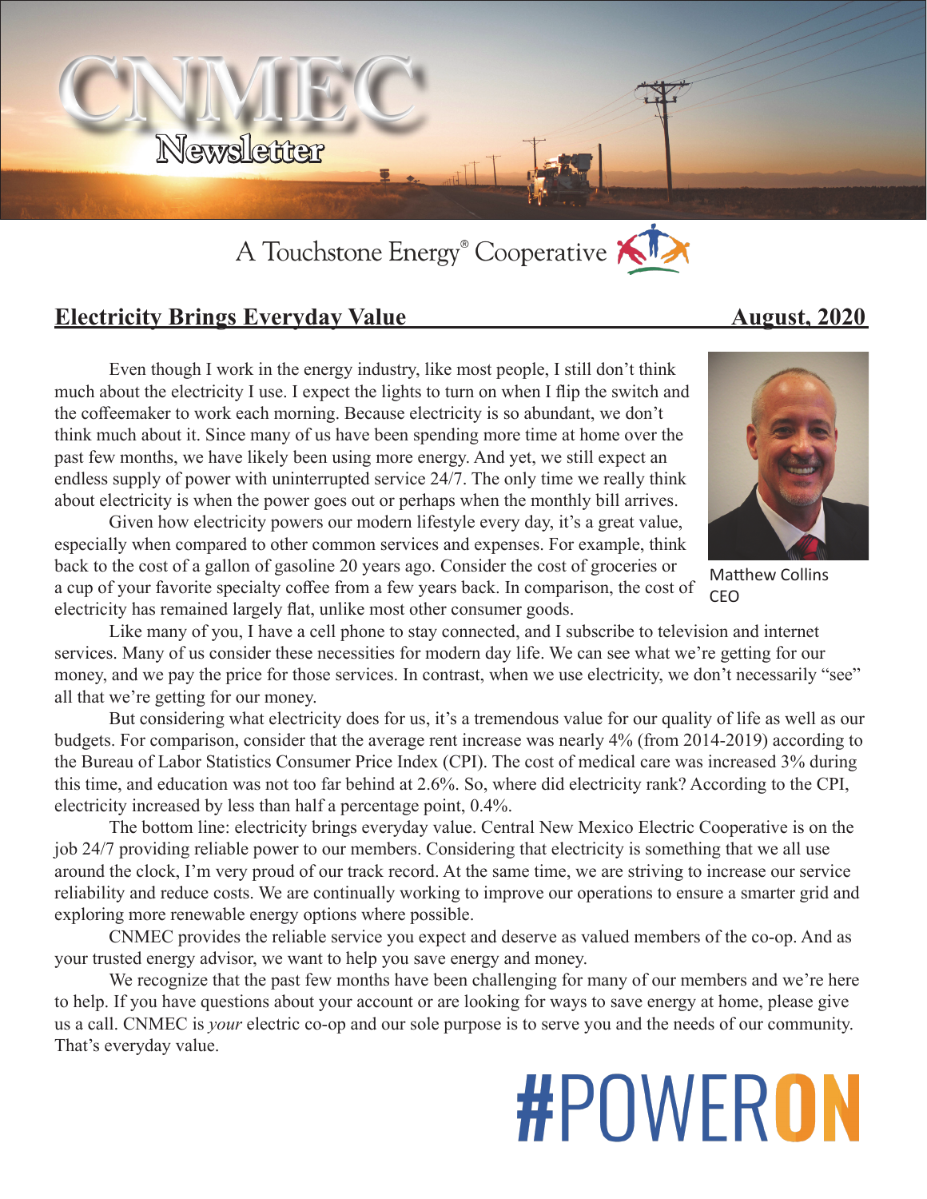# CNMEC Newsletter

A Touchstone Energy® Cooperative

## Electricity Brings Everyday Value — August, 2020

Even though I work in the energy industry, like most people, I still don't think much about the electricity I use. I expect the lights to turn on when I flip the switch and the coffeemaker to work each morning. Because electricity is so abundant, we don't think much about it. Since many of us have been spending more time at home over the past few months, we have likely been using more energy. And yet, we still expect an endless supply of power with uninterrupted service 24/7. The only time we really think about electricity is when the power goes out or perhaps when the monthly bill arrives.

Given how electricity powers our modern lifestyle every day, it's a great value, especially when compared to other common services and expenses. For example, think back to the cost of a gallon of gasoline 20 years ago. Consider the cost of groceries or a cup of your favorite specialty coffee from a few years back. In comparison, the cost of electricity has remained largely flat, unlike most other consumer goods.

Matthew Collins
CEO

Like many of you, I have a cell phone to stay connected, and I subscribe to television and internet services. Many of us consider these necessities for modern day life. We can see what we're getting for our money, and we pay the price for those services. In contrast, when we use electricity, we don't necessarily "see" all that we're getting for our money.

But considering what electricity does for us, it's a tremendous value for our quality of life as well as our budgets. For comparison, consider that the average rent increase was nearly 4% (from 2014-2019) according to the Bureau of Labor Statistics Consumer Price Index (CPI). The cost of medical care was increased 3% during this time, and education was not too far behind at 2.6%. So, where did electricity rank? According to the CPI, electricity increased by less than half a percentage point, 0.4%.

The bottom line: electricity brings everyday value. Central New Mexico Electric Cooperative is on the job 24/7 providing reliable power to our members. Considering that electricity is something that we all use around the clock, I'm very proud of our track record. At the same time, we are striving to increase our service reliability and reduce costs. We are continually working to improve our operations to ensure a smarter grid and exploring more renewable energy options where possible.

CNMEC provides the reliable service you expect and deserve as valued members of the co-op. And as your trusted energy advisor, we want to help you save energy and money.

We recognize that the past few months have been challenging for many of our members and we're here to help. If you have questions about your account or are looking for ways to save energy at home, please give us a call. CNMEC is *your* electric co-op and our sole purpose is to serve you and the needs of our community. That's everyday value.

#POWERON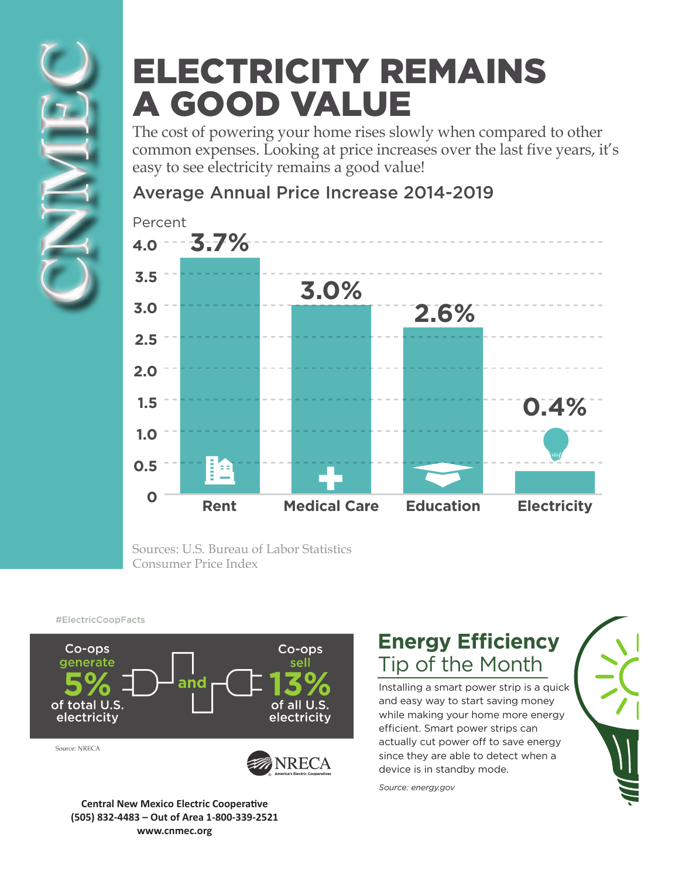CNMEC

# ELECTRICITY REMAINS A GOOD VALUE

The cost of powering your home rises slowly when compared to other common expenses. Looking at price increases over the last five years, it's easy to see electricity remains a good value!

## Average Annual Price Increase 2014-2019

Percent

4.0
3.5
3.0
2.5
2.0
1.5
1.0
0.5
0

3.7%
3.0%
2.6%
0.4%

Rent
Medical Care
Education
Electricity

Sources: U.S. Bureau of Labor Statistics Consumer Price Index

#ElectricCoopFacts

Co-ops **generate** **5%** of total U.S. electricity **and** Co-ops **sell** **13%** of all U.S. electricity

Source: NRECA

NRECA
America's Electric Cooperatives

## Energy Efficiency Tip of the Month

Installing a smart power strip is a quick and easy way to start saving money while making your home more energy efficient. Smart power strips can actually cut power off to save energy since they are able to detect when a device is in standby mode.

*Source: energy.gov*

**Central New Mexico Electric Cooperative**
**(505) 832-4483 – Out of Area 1-800-339-2521**
**www.cnmec.org**